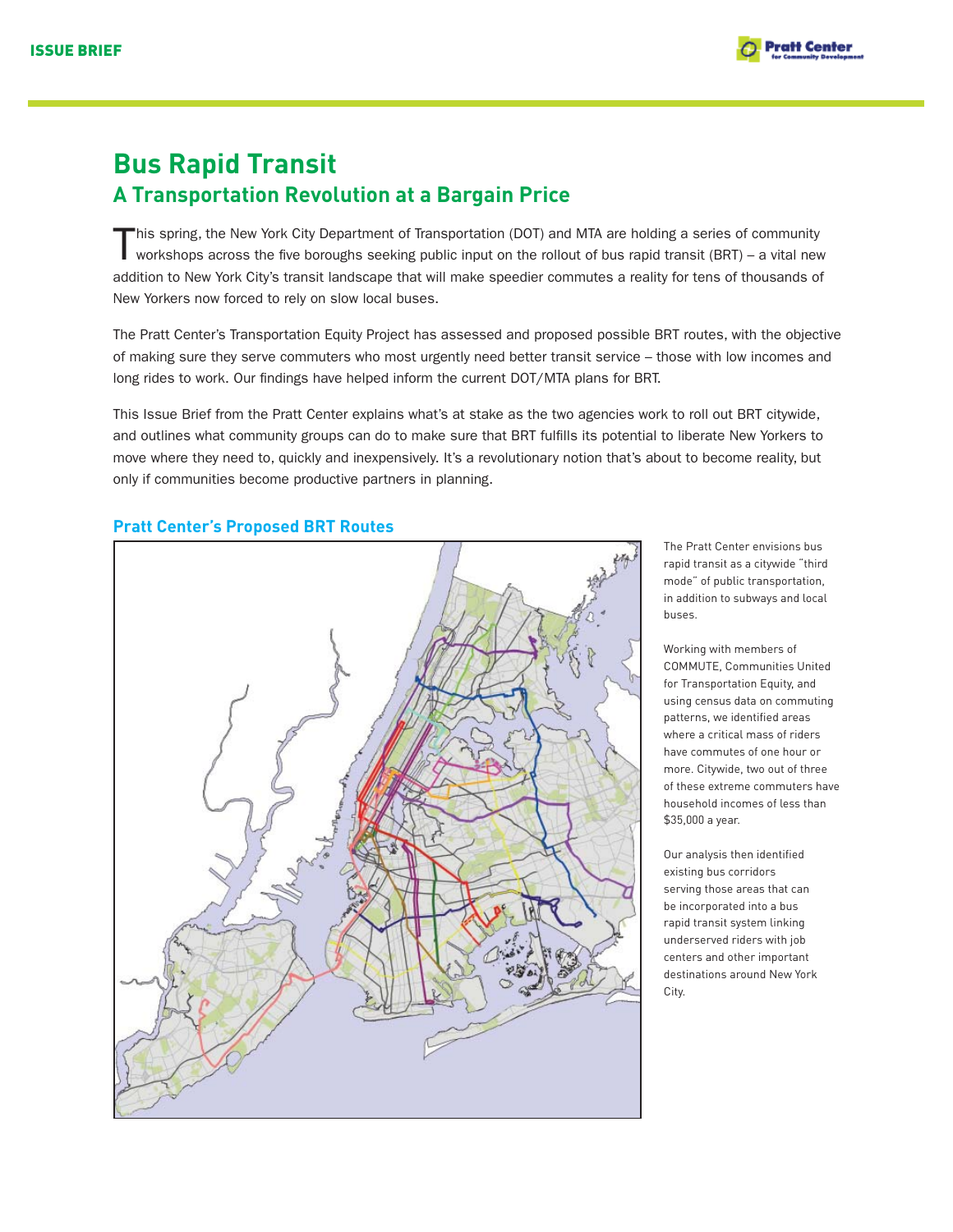ISSUE BRIEF

# Bus Rapid Transit

## A Transportation Revolution at a Bargain Price

This spring, the New York City Department of Transportation (DOT) and MTA are holding a series of community workshops across the five boroughs seeking public input on the rollout of bus rapid transit (BRT) – a vital new addition to New York City's transit landscape that will make speedier commutes a reality for tens of thousands of New Yorkers now forced to rely on slow local buses.

The Pratt Center's Transportation Equity Project has assessed and proposed possible BRT routes, with the objective of making sure they serve commuters who most urgently need better transit service – those with low incomes and long rides to work. Our findings have helped inform the current DOT/MTA plans for BRT.

This Issue Brief from the Pratt Center explains what's at stake as the two agencies work to roll out BRT citywide, and outlines what community groups can do to make sure that BRT fulfills its potential to liberate New Yorkers to move where they need to, quickly and inexpensively. It's a revolutionary notion that's about to become reality, but only if communities become productive partners in planning.

### Pratt Center's Proposed BRT Routes

The Pratt Center envisions bus rapid transit as a citywide "third mode" of public transportation, in addition to subways and local buses.

Working with members of COMMUTE, Communities United for Transportation Equity, and using census data on commuting patterns, we identified areas where a critical mass of riders have commutes of one hour or more. Citywide, two out of three of these extreme commuters have household incomes of less than $35,000 a year.

Our analysis then identified existing bus corridors serving those areas that can be incorporated into a bus rapid transit system linking underserved riders with job centers and other important destinations around New York City.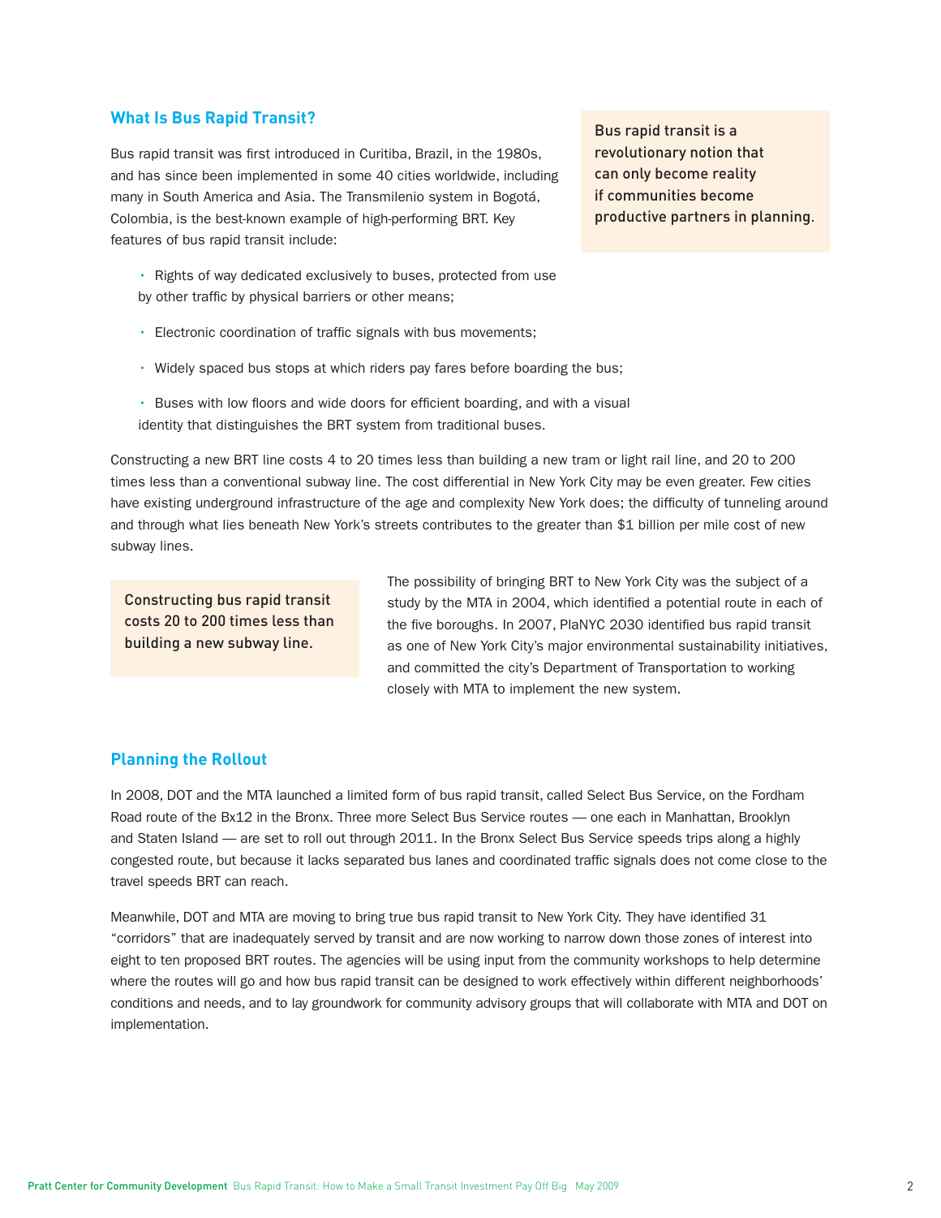## What Is Bus Rapid Transit?

Bus rapid transit was first introduced in Curitiba, Brazil, in the 1980s, and has since been implemented in some 40 cities worldwide, including many in South America and Asia. The Transmilenio system in Bogotá, Colombia, is the best-known example of high-performing BRT. Key features of bus rapid transit include:

> Bus rapid transit is a revolutionary notion that can only become reality if communities become productive partners in planning.

- Rights of way dedicated exclusively to buses, protected from use by other traffic by physical barriers or other means;
- Electronic coordination of traffic signals with bus movements;
- Widely spaced bus stops at which riders pay fares before boarding the bus;
- Buses with low floors and wide doors for efficient boarding, and with a visual identity that distinguishes the BRT system from traditional buses.

Constructing a new BRT line costs 4 to 20 times less than building a new tram or light rail line, and 20 to 200 times less than a conventional subway line. The cost differential in New York City may be even greater. Few cities have existing underground infrastructure of the age and complexity New York does; the difficulty of tunneling around and through what lies beneath New York's streets contributes to the greater than $1 billion per mile cost of new subway lines.

> Constructing bus rapid transit costs 20 to 200 times less than building a new subway line.

The possibility of bringing BRT to New York City was the subject of a study by the MTA in 2004, which identified a potential route in each of the five boroughs. In 2007, PlaNYC 2030 identified bus rapid transit as one of New York City's major environmental sustainability initiatives, and committed the city's Department of Transportation to working closely with MTA to implement the new system.

## Planning the Rollout

In 2008, DOT and the MTA launched a limited form of bus rapid transit, called Select Bus Service, on the Fordham Road route of the Bx12 in the Bronx. Three more Select Bus Service routes — one each in Manhattan, Brooklyn and Staten Island — are set to roll out through 2011. In the Bronx Select Bus Service speeds trips along a highly congested route, but because it lacks separated bus lanes and coordinated traffic signals does not come close to the travel speeds BRT can reach.

Meanwhile, DOT and MTA are moving to bring true bus rapid transit to New York City. They have identified 31 "corridors" that are inadequately served by transit and are now working to narrow down those zones of interest into eight to ten proposed BRT routes. The agencies will be using input from the community workshops to help determine where the routes will go and how bus rapid transit can be designed to work effectively within different neighborhoods' conditions and needs, and to lay groundwork for community advisory groups that will collaborate with MTA and DOT on implementation.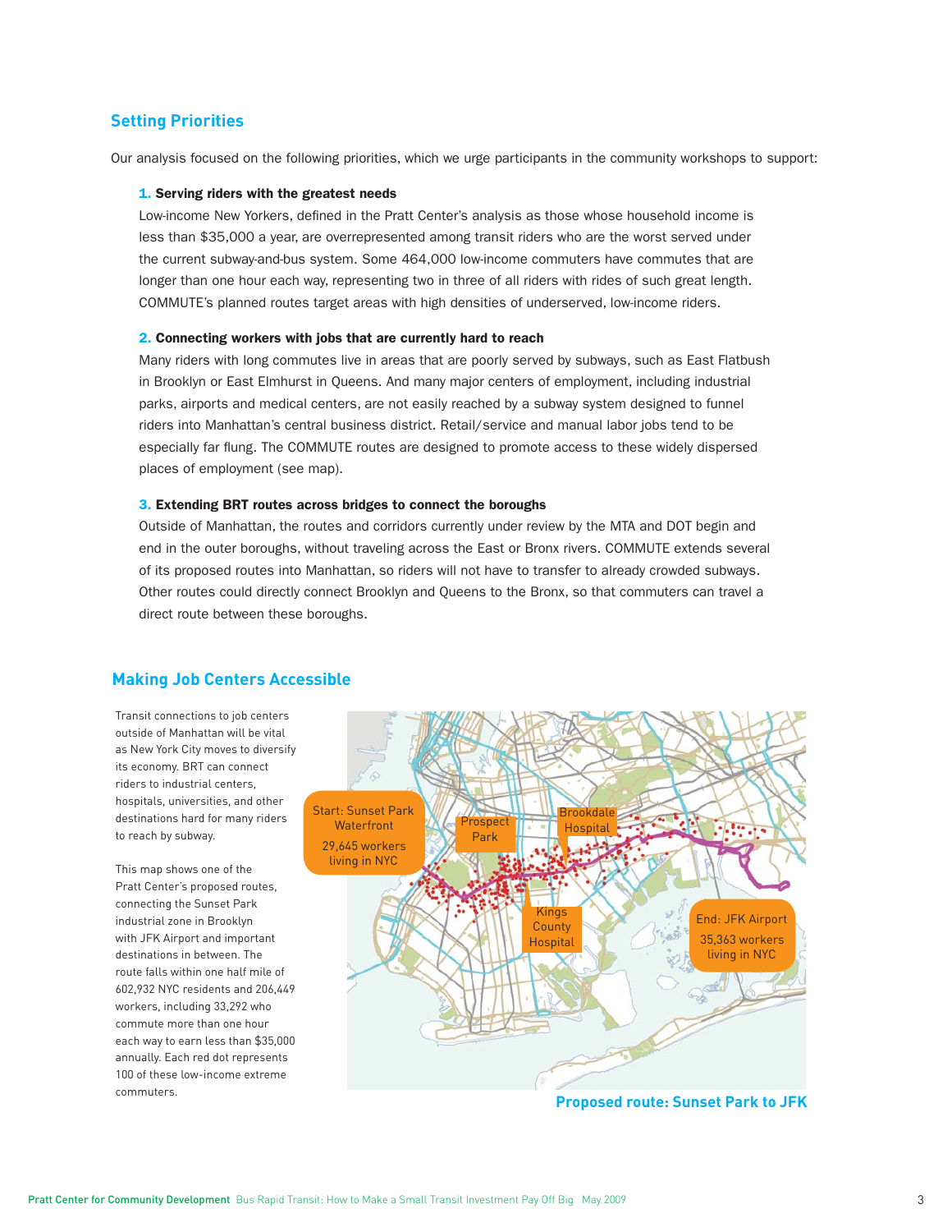## Setting Priorities

Our analysis focused on the following priorities, which we urge participants in the community workshops to support:

**1. Serving riders with the greatest needs**

Low-income New Yorkers, defined in the Pratt Center's analysis as those whose household income is less than $35,000 a year, are overrepresented among transit riders who are the worst served under the current subway-and-bus system. Some 464,000 low-income commuters have commutes that are longer than one hour each way, representing two in three of all riders with rides of such great length. COMMUTE's planned routes target areas with high densities of underserved, low-income riders.

**2. Connecting workers with jobs that are currently hard to reach**

Many riders with long commutes live in areas that are poorly served by subways, such as East Flatbush in Brooklyn or East Elmhurst in Queens. And many major centers of employment, including industrial parks, airports and medical centers, are not easily reached by a subway system designed to funnel riders into Manhattan's central business district. Retail/service and manual labor jobs tend to be especially far flung. The COMMUTE routes are designed to promote access to these widely dispersed places of employment (see map).

**3. Extending BRT routes across bridges to connect the boroughs**

Outside of Manhattan, the routes and corridors currently under review by the MTA and DOT begin and end in the outer boroughs, without traveling across the East or Bronx rivers. COMMUTE extends several of its proposed routes into Manhattan, so riders will not have to transfer to already crowded subways. Other routes could directly connect Brooklyn and Queens to the Bronx, so that commuters can travel a direct route between these boroughs.

## Making Job Centers Accessible

Transit connections to job centers outside of Manhattan will be vital as New York City moves to diversify its economy. BRT can connect riders to industrial centers, hospitals, universities, and other destinations hard for many riders to reach by subway.

This map shows one of the Pratt Center's proposed routes, connecting the Sunset Park industrial zone in Brooklyn with JFK Airport and important destinations in between. The route falls within one half mile of 602,932 NYC residents and 206,449 workers, including 33,292 who commute more than one hour each way to earn less than $35,000 annually. Each red dot represents 100 of these low-income extreme commuters.

Start: Sunset Park Waterfront — 29,645 workers living in NYC

Prospect Park

Brookdale Hospital

Kings County Hospital

End: JFK Airport — 35,363 workers living in NYC

**Proposed route: Sunset Park to JFK**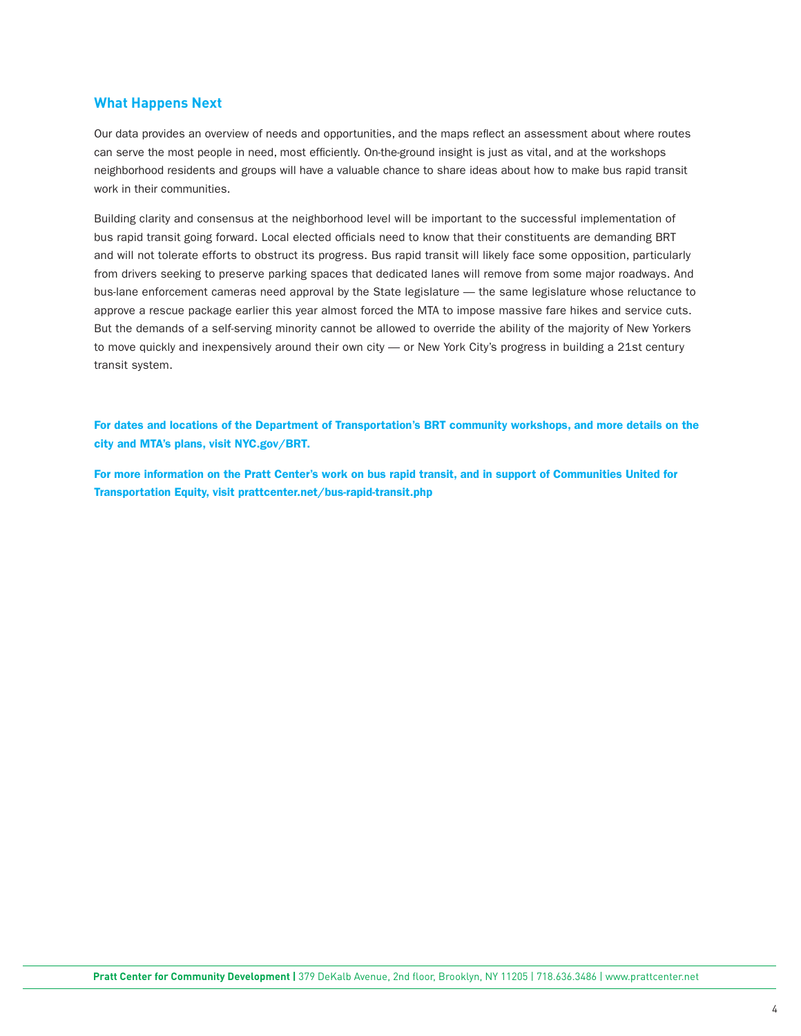## What Happens Next

Our data provides an overview of needs and opportunities, and the maps reflect an assessment about where routes can serve the most people in need, most efficiently. On-the-ground insight is just as vital, and at the workshops neighborhood residents and groups will have a valuable chance to share ideas about how to make bus rapid transit work in their communities.

Building clarity and consensus at the neighborhood level will be important to the successful implementation of bus rapid transit going forward. Local elected officials need to know that their constituents are demanding BRT and will not tolerate efforts to obstruct its progress. Bus rapid transit will likely face some opposition, particularly from drivers seeking to preserve parking spaces that dedicated lanes will remove from some major roadways. And bus-lane enforcement cameras need approval by the State legislature — the same legislature whose reluctance to approve a rescue package earlier this year almost forced the MTA to impose massive fare hikes and service cuts. But the demands of a self-serving minority cannot be allowed to override the ability of the majority of New Yorkers to move quickly and inexpensively around their own city — or New York City's progress in building a 21st century transit system.

**For dates and locations of the Department of Transportation's BRT community workshops, and more details on the city and MTA's plans, visit NYC.gov/BRT.**

**For more information on the Pratt Center's work on bus rapid transit, and in support of Communities United for Transportation Equity, visit prattcenter.net/bus-rapid-transit.php**

**Pratt Center for Community Development |** 379 DeKalb Avenue, 2nd floor, Brooklyn, NY 11205 | 718.636.3486 | www.prattcenter.net